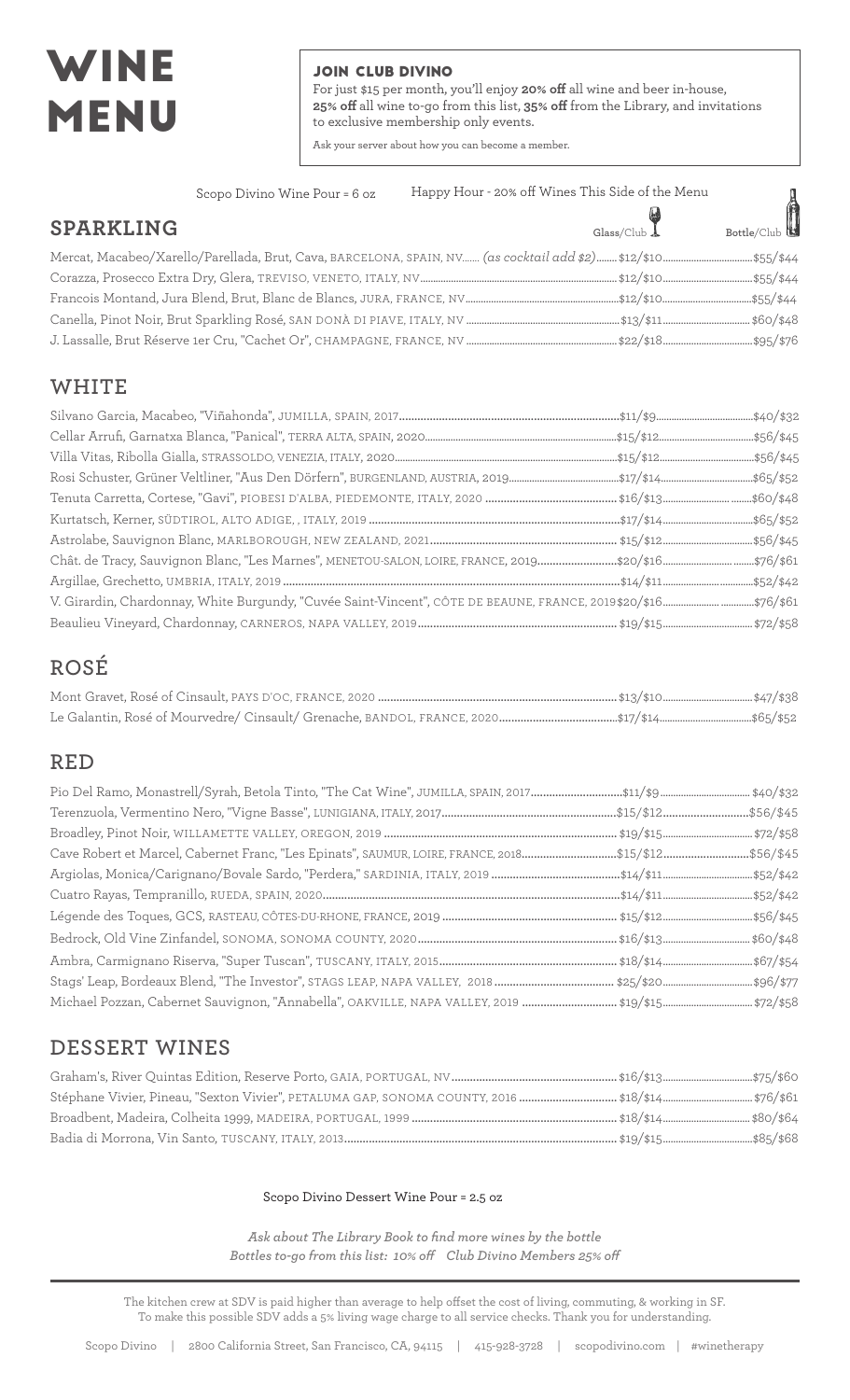# WINE MENU

### JOIN CLUB DIVINO

For just $15 per month, you'll enjoy **20% off** all wine and beer in-house, **25% off** all wine to-go from this list, **35% off** from the Library, and invitations to exclusive membership only events.

Ask your server about how you can become a member.

Scopo Divino Wine Pour = 6 oz

Happy Hour - 20% off Wines This Side of the Menu

## SPARKLING

| Wine | Glass/Club | Bottle/Club |
|---|---|---|
| Mercat, Macabeo/Xarello/Parellada, Brut, Cava, BARCELONA, SPAIN, NV *(as cocktail add $2)* | $12/$10 | $55/$44 |
| Corazza, Prosecco Extra Dry, Glera, TREVISO, VENETO, ITALY, NV | $12/$10 | $55/$44 |
| Francois Montand, Jura Blend, Brut, Blanc de Blancs, JURA, FRANCE, NV | $12/$10 | $55/$44 |
| Canella, Pinot Noir, Brut Sparkling Rosé, SAN DONÀ DI PIAVE, ITALY, NV | $13/$11 | $60/$48 |
| J. Lassalle, Brut Réserve 1er Cru, "Cachet Or", CHAMPAGNE, FRANCE, NV | $22/$18 | $95/$76 |

## WHITE

| Wine | Glass/Club | Bottle/Club |
|---|---|---|
| Silvano Garcia, Macabeo, "Viñahonda", JUMILLA, SPAIN, 2017 | $11/$9 | $40/$32 |
| Cellar Arrufi, Garnatxa Blanca, "Panical", TERRA ALTA, SPAIN, 2020 | $15/$12 | $56/$45 |
| Villa Vitas, Ribolla Gialla, STRASSOLDO, VENEZIA, ITALY, 2020 | $15/$12 | $56/$45 |
| Rosi Schuster, Grüner Veltliner, "Aus Den Dörfern", BURGENLAND, AUSTRIA, 2019 | $17/$14 | $65/$52 |
| Tenuta Carretta, Cortese, "Gavi", PIOBESI D'ALBA, PIEDEMONTE, ITALY, 2020 | $16/$13 | $60/$48 |
| Kurtatsch, Kerner, SÜDTIROL, ALTO ADIGE, , ITALY, 2019 | $17/$14 | $65/$52 |
| Astrolabe, Sauvignon Blanc, MARLBOROUGH, NEW ZEALAND, 2021 | $15/$12 | $56/$45 |
| Chât. de Tracy, Sauvignon Blanc, "Les Marnes", MENETOU-SALON, LOIRE, FRANCE, 2019 | $20/$16 | $76/$61 |
| Argillae, Grechetto, UMBRIA, ITALY, 2019 | $14/$11 | $52/$42 |
| V. Girardin, Chardonnay, White Burgundy, "Cuvée Saint-Vincent", CÔTE DE BEAUNE, FRANCE, 2019 | $20/$16 | $76/$61 |
| Beaulieu Vineyard, Chardonnay, CARNEROS, NAPA VALLEY, 2019 | $19/$15 | $72/$58 |

## ROSÉ

| Wine | Glass/Club | Bottle/Club |
|---|---|---|
| Mont Gravet, Rosé of Cinsault, PAYS D'OC, FRANCE, 2020 | $13/$10 | $47/$38 |
| Le Galantin, Rosé of Mourvedre/ Cinsault/ Grenache, BANDOL, FRANCE, 2020 | $17/$14 | $65/$52 |

## RED

| Wine | Glass/Club | Bottle/Club |
|---|---|---|
| Pio Del Ramo, Monastrell/Syrah, Betola Tinto, "The Cat Wine", JUMILLA, SPAIN, 2017 | $11/$9 | $40/$32 |
| Terenzuola, Vermentino Nero, "Vigne Basse", LUNIGIANA, ITALY, 2017 | $15/$12 | $56/$45 |
| Broadley, Pinot Noir, WILLAMETTE VALLEY, OREGON, 2019 | $19/$15 | $72/$58 |
| Cave Robert et Marcel, Cabernet Franc, "Les Epinats", SAUMUR, LOIRE, FRANCE, 2018 | $15/$12 | $56/$45 |
| Argiolas, Monica/Carignano/Bovale Sardo, "Perdera," SARDINIA, ITALY, 2019 | $14/$11 | $52/$42 |
| Cuatro Rayas, Tempranillo, RUEDA, SPAIN, 2020 | $14/$11 | $52/$42 |
| Légende des Toques, GCS, RASTEAU, CÔTES-DU-RHONE, FRANCE, 2019 | $15/$12 | $56/$45 |
| Bedrock, Old Vine Zinfandel, SONOMA, SONOMA COUNTY, 2020 | $16/$13 | $60/$48 |
| Ambra, Carmignano Riserva, "Super Tuscan", TUSCANY, ITALY, 2015 | $18/$14 | $67/$54 |
| Stags' Leap, Bordeaux Blend, "The Investor", STAGS LEAP, NAPA VALLEY, 2018 | $25/$20 | $96/$77 |
| Michael Pozzan, Cabernet Sauvignon, "Annabella", OAKVILLE, NAPA VALLEY, 2019 | $19/$15 | $72/$58 |

## DESSERT WINES

| Wine | Glass/Club | Bottle/Club |
|---|---|---|
| Graham's, River Quintas Edition, Reserve Porto, GAIA, PORTUGAL, NV | $16/$13 | $75/$60 |
| Stéphane Vivier, Pineau, "Sexton Vivier", PETALUMA GAP, SONOMA COUNTY, 2016 | $18/$14 | $76/$61 |
| Broadbent, Madeira, Colheita 1999, MADEIRA, PORTUGAL, 1999 | $18/$14 | $80/$64 |
| Badia di Morrona, Vin Santo, TUSCANY, ITALY, 2013 | $19/$15 | $85/$68 |

Scopo Divino Dessert Wine Pour = 2.5 oz

*Ask about The Library Book to find more wines by the bottle*
*Bottles to-go from this list: 10% off Club Divino Members 25% off*

The kitchen crew at SDV is paid higher than average to help offset the cost of living, commuting, & working in SF. To make this possible SDV adds a 5% living wage charge to all service checks. Thank you for understanding.

Scopo Divino | 2800 California Street, San Francisco, CA, 94115 | 415-928-3728 | scopodivino.com | #winetherapy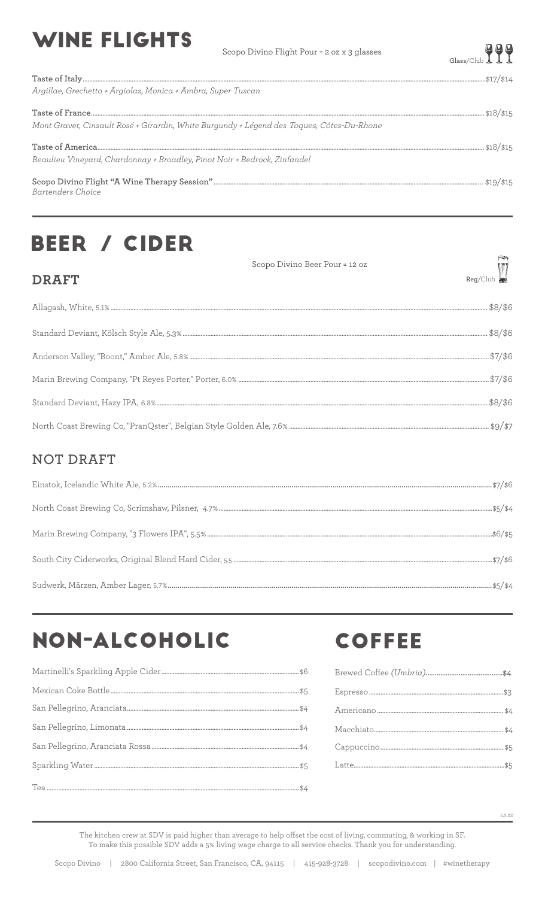# WINE FLIGHTS

Scopo Divino Flight Pour = 2 oz x 3 glasses

Glass/Club

**Taste of Italy** .......... $17/$14
*Argillae, Grechetto + Argiolas, Monica + Ambra, Super Tuscan*

**Taste of France** .......... $18/$15
*Mont Gravet, Cinsault Rosé + Girardin, White Burgundy + Légend des Toques, Côtes-Du-Rhone*

**Taste of America** .......... $18/$15
*Beaulieu Vineyard, Chardonnay + Broadley, Pinot Noir + Bedrock, Zinfandel*

**Scopo Divino Flight "A Wine Therapy Session"** .......... $19/$15
*Bartenders Choice*

# BEER / CIDER

Scopo Divino Beer Pour = 12 oz

## DRAFT

Reg/Club

Allagash, White, 5.1% .......... $8/$6

Standard Deviant, Kölsch Style Ale, 5.3% .......... $8/$6

Anderson Valley, "Boont," Amber Ale, 5.8% .......... $7/$6

Marin Brewing Company, "Pt Reyes Porter," Porter, 6.0% .......... $7/$6

Standard Deviant, Hazy IPA, 6.8% .......... $8/$6

North Coast Brewing Co, "PranQster", Belgian Style Golden Ale, 7.6% .......... $9/$7

## NOT DRAFT

Einstok, Icelandic White Ale, 5.2% .......... $7/$6

North Coast Brewing Co, Scrimshaw, Pilsner, 4.7% .......... $5/$4

Marin Brewing Company, "3 Flowers IPA", 5.5% .......... $6/$5

South City Ciderworks, Original Blend Hard Cider, 5.5 .......... $7/$6

Sudwerk, Märzen, Amber Lager, 5.7% .......... $5/$4

# NON-ALCOHOLIC

Martinelli's Sparkling Apple Cider .......... $6

Mexican Coke Bottle .......... $5

San Pellegrino, Aranciata .......... $4

San Pellegrino, Limonata .......... $4

San Pellegrino, Aranciata Rossa .......... $4

Sparkling Water .......... $5

Tea .......... $4

# COFFEE

Brewed Coffee *(Umbria)* .......... $4

Espresso .......... $3

Americano .......... $4

Macchiato .......... $4

Cappuccino .......... $5

Latte .......... $5

5.3.22

The kitchen crew at SDV is paid higher than average to help offset the cost of living, commuting, & working in SF.
To make this possible SDV adds a 5% living wage charge to all service checks. Thank you for understanding.

Scopo Divino | 2800 California Street, San Francisco, CA, 94115 | 415-928-3728 | scopodivino.com | #winetherapy